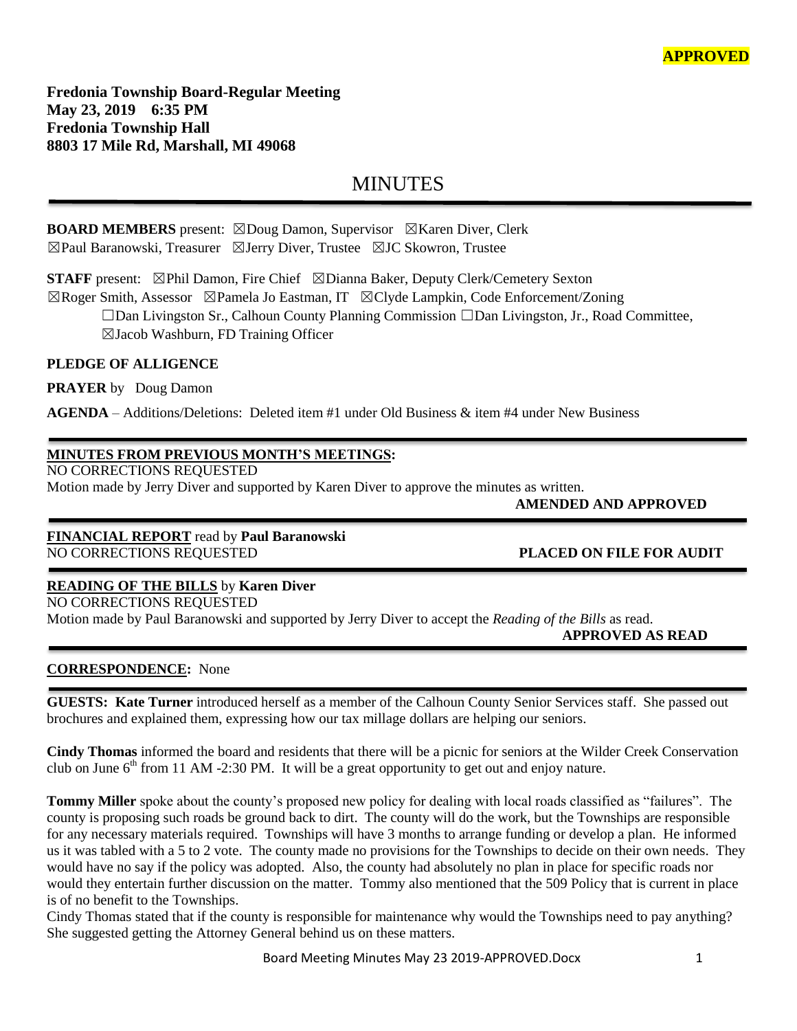**APPROVED**

**Fredonia Township Board-Regular Meeting**
**May 23, 2019 6:35 PM**
**Fredonia Township Hall**
**8803 17 Mile Rd, Marshall, MI 49068**

# MINUTES

**BOARD MEMBERS** present: ☒Doug Damon, Supervisor ☒Karen Diver, Clerk
☒Paul Baranowski, Treasurer ☒Jerry Diver, Trustee ☒JC Skowron, Trustee

**STAFF** present: ☒Phil Damon, Fire Chief ☒Dianna Baker, Deputy Clerk/Cemetery Sexton
☒Roger Smith, Assessor ☒Pamela Jo Eastman, IT ☒Clyde Lampkin, Code Enforcement/Zoning
☐Dan Livingston Sr., Calhoun County Planning Commission ☐Dan Livingston, Jr., Road Committee,
☒Jacob Washburn, FD Training Officer

**PLEDGE OF ALLIGENCE**

**PRAYER** by Doug Damon

**AGENDA** – Additions/Deletions: Deleted item #1 under Old Business & item #4 under New Business

**MINUTES FROM PREVIOUS MONTH'S MEETINGS:**
NO CORRECTIONS REQUESTED
Motion made by Jerry Diver and supported by Karen Diver to approve the minutes as written.
**AMENDED AND APPROVED**

**FINANCIAL REPORT** read by **Paul Baranowski**
NO CORRECTIONS REQUESTED **PLACED ON FILE FOR AUDIT**

**READING OF THE BILLS** by **Karen Diver**
NO CORRECTIONS REQUESTED
Motion made by Paul Baranowski and supported by Jerry Diver to accept the *Reading of the Bills* as read.
**APPROVED AS READ**

**CORRESPONDENCE:** None

**GUESTS: Kate Turner** introduced herself as a member of the Calhoun County Senior Services staff. She passed out brochures and explained them, expressing how our tax millage dollars are helping our seniors.

**Cindy Thomas** informed the board and residents that there will be a picnic for seniors at the Wilder Creek Conservation club on June 6th from 11 AM -2:30 PM. It will be a great opportunity to get out and enjoy nature.

**Tommy Miller** spoke about the county's proposed new policy for dealing with local roads classified as "failures". The county is proposing such roads be ground back to dirt. The county will do the work, but the Townships are responsible for any necessary materials required. Townships will have 3 months to arrange funding or develop a plan. He informed us it was tabled with a 5 to 2 vote. The county made no provisions for the Townships to decide on their own needs. They would have no say if the policy was adopted. Also, the county had absolutely no plan in place for specific roads nor would they entertain further discussion on the matter. Tommy also mentioned that the 509 Policy that is current in place is of no benefit to the Townships.
Cindy Thomas stated that if the county is responsible for maintenance why would the Townships need to pay anything? She suggested getting the Attorney General behind us on these matters.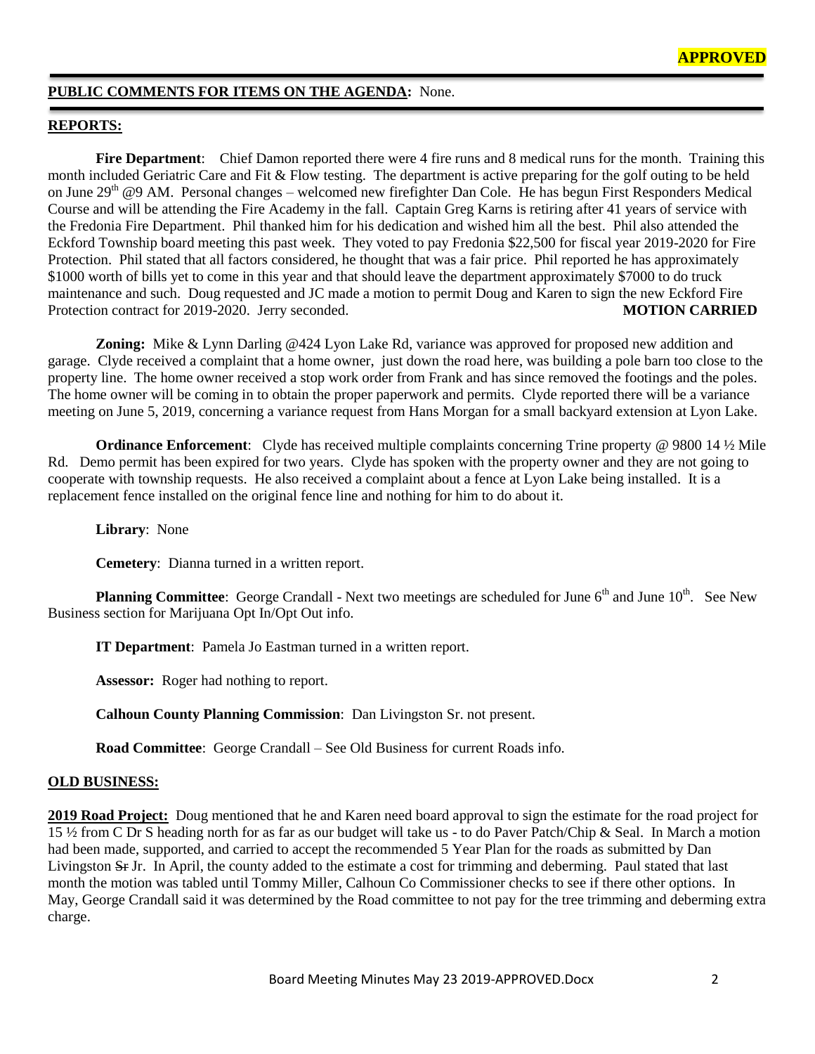**APPROVED**

**PUBLIC COMMENTS FOR ITEMS ON THE AGENDA:** None.

**REPORTS:**

**Fire Department**: Chief Damon reported there were 4 fire runs and 8 medical runs for the month. Training this month included Geriatric Care and Fit & Flow testing. The department is active preparing for the golf outing to be held on June 29th @9 AM. Personal changes – welcomed new firefighter Dan Cole. He has begun First Responders Medical Course and will be attending the Fire Academy in the fall. Captain Greg Karns is retiring after 41 years of service with the Fredonia Fire Department. Phil thanked him for his dedication and wished him all the best. Phil also attended the Eckford Township board meeting this past week. They voted to pay Fredonia $22,500 for fiscal year 2019-2020 for Fire Protection. Phil stated that all factors considered, he thought that was a fair price. Phil reported he has approximately $1000 worth of bills yet to come in this year and that should leave the department approximately $7000 to do truck maintenance and such. Doug requested and JC made a motion to permit Doug and Karen to sign the new Eckford Fire Protection contract for 2019-2020. Jerry seconded. **MOTION CARRIED**

**Zoning:** Mike & Lynn Darling @424 Lyon Lake Rd, variance was approved for proposed new addition and garage. Clyde received a complaint that a home owner, just down the road here, was building a pole barn too close to the property line. The home owner received a stop work order from Frank and has since removed the footings and the poles. The home owner will be coming in to obtain the proper paperwork and permits. Clyde reported there will be a variance meeting on June 5, 2019, concerning a variance request from Hans Morgan for a small backyard extension at Lyon Lake.

**Ordinance Enforcement**: Clyde has received multiple complaints concerning Trine property @ 9800 14 ½ Mile Rd. Demo permit has been expired for two years. Clyde has spoken with the property owner and they are not going to cooperate with township requests. He also received a complaint about a fence at Lyon Lake being installed. It is a replacement fence installed on the original fence line and nothing for him to do about it.

**Library**: None

**Cemetery**: Dianna turned in a written report.

**Planning Committee**: George Crandall - Next two meetings are scheduled for June 6th and June 10th. See New Business section for Marijuana Opt In/Opt Out info.

**IT Department**: Pamela Jo Eastman turned in a written report.

**Assessor:** Roger had nothing to report.

**Calhoun County Planning Commission**: Dan Livingston Sr. not present.

**Road Committee**: George Crandall – See Old Business for current Roads info.

**OLD BUSINESS:**

**2019 Road Project:** Doug mentioned that he and Karen need board approval to sign the estimate for the road project for 15 ½ from C Dr S heading north for as far as our budget will take us - to do Paver Patch/Chip & Seal. In March a motion had been made, supported, and carried to accept the recommended 5 Year Plan for the roads as submitted by Dan Livingston ~~Sr~~ Jr. In April, the county added to the estimate a cost for trimming and deberming. Paul stated that last month the motion was tabled until Tommy Miller, Calhoun Co Commissioner checks to see if there other options. In May, George Crandall said it was determined by the Road committee to not pay for the tree trimming and deberming extra charge.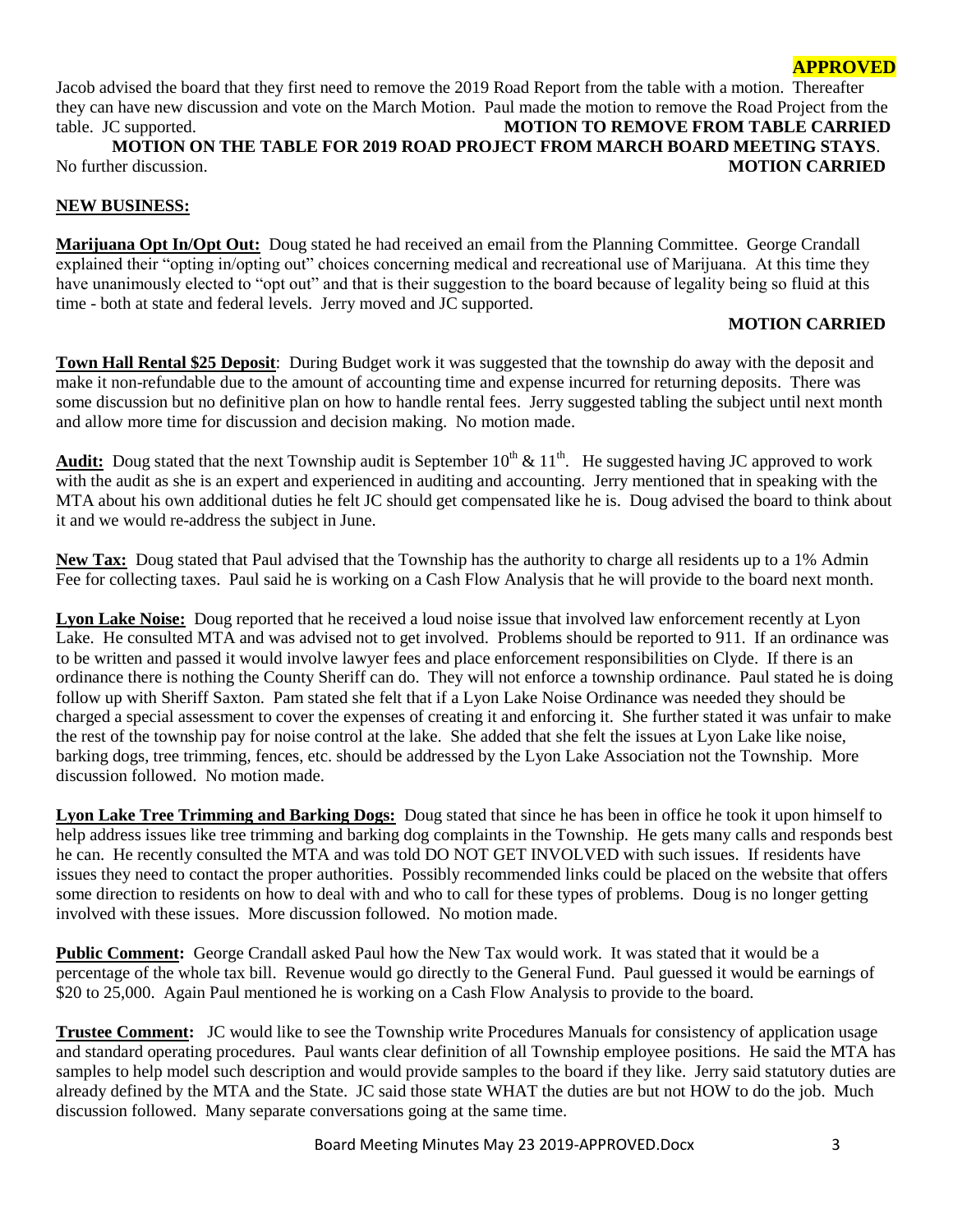**APPROVED**

Jacob advised the board that they first need to remove the 2019 Road Report from the table with a motion. Thereafter they can have new discussion and vote on the March Motion. Paul made the motion to remove the Road Project from the table. JC supported. **MOTION TO REMOVE FROM TABLE CARRIED**

**MOTION ON THE TABLE FOR 2019 ROAD PROJECT FROM MARCH BOARD MEETING STAYS**.

No further discussion. **MOTION CARRIED**

**NEW BUSINESS:**

**Marijuana Opt In/Opt Out:** Doug stated he had received an email from the Planning Committee. George Crandall explained their "opting in/opting out" choices concerning medical and recreational use of Marijuana. At this time they have unanimously elected to "opt out" and that is their suggestion to the board because of legality being so fluid at this time - both at state and federal levels. Jerry moved and JC supported.

**MOTION CARRIED**

**Town Hall Rental $25 Deposit**: During Budget work it was suggested that the township do away with the deposit and make it non-refundable due to the amount of accounting time and expense incurred for returning deposits. There was some discussion but no definitive plan on how to handle rental fees. Jerry suggested tabling the subject until next month and allow more time for discussion and decision making. No motion made.

**Audit:** Doug stated that the next Township audit is September 10th & 11th. He suggested having JC approved to work with the audit as she is an expert and experienced in auditing and accounting. Jerry mentioned that in speaking with the MTA about his own additional duties he felt JC should get compensated like he is. Doug advised the board to think about it and we would re-address the subject in June.

**New Tax:** Doug stated that Paul advised that the Township has the authority to charge all residents up to a 1% Admin Fee for collecting taxes. Paul said he is working on a Cash Flow Analysis that he will provide to the board next month.

**Lyon Lake Noise:** Doug reported that he received a loud noise issue that involved law enforcement recently at Lyon Lake. He consulted MTA and was advised not to get involved. Problems should be reported to 911. If an ordinance was to be written and passed it would involve lawyer fees and place enforcement responsibilities on Clyde. If there is an ordinance there is nothing the County Sheriff can do. They will not enforce a township ordinance. Paul stated he is doing follow up with Sheriff Saxton. Pam stated she felt that if a Lyon Lake Noise Ordinance was needed they should be charged a special assessment to cover the expenses of creating it and enforcing it. She further stated it was unfair to make the rest of the township pay for noise control at the lake. She added that she felt the issues at Lyon Lake like noise, barking dogs, tree trimming, fences, etc. should be addressed by the Lyon Lake Association not the Township. More discussion followed. No motion made.

**Lyon Lake Tree Trimming and Barking Dogs:** Doug stated that since he has been in office he took it upon himself to help address issues like tree trimming and barking dog complaints in the Township. He gets many calls and responds best he can. He recently consulted the MTA and was told DO NOT GET INVOLVED with such issues. If residents have issues they need to contact the proper authorities. Possibly recommended links could be placed on the website that offers some direction to residents on how to deal with and who to call for these types of problems. Doug is no longer getting involved with these issues. More discussion followed. No motion made.

**Public Comment:** George Crandall asked Paul how the New Tax would work. It was stated that it would be a percentage of the whole tax bill. Revenue would go directly to the General Fund. Paul guessed it would be earnings of $20 to 25,000. Again Paul mentioned he is working on a Cash Flow Analysis to provide to the board.

**Trustee Comment:** JC would like to see the Township write Procedures Manuals for consistency of application usage and standard operating procedures. Paul wants clear definition of all Township employee positions. He said the MTA has samples to help model such description and would provide samples to the board if they like. Jerry said statutory duties are already defined by the MTA and the State. JC said those state WHAT the duties are but not HOW to do the job. Much discussion followed. Many separate conversations going at the same time.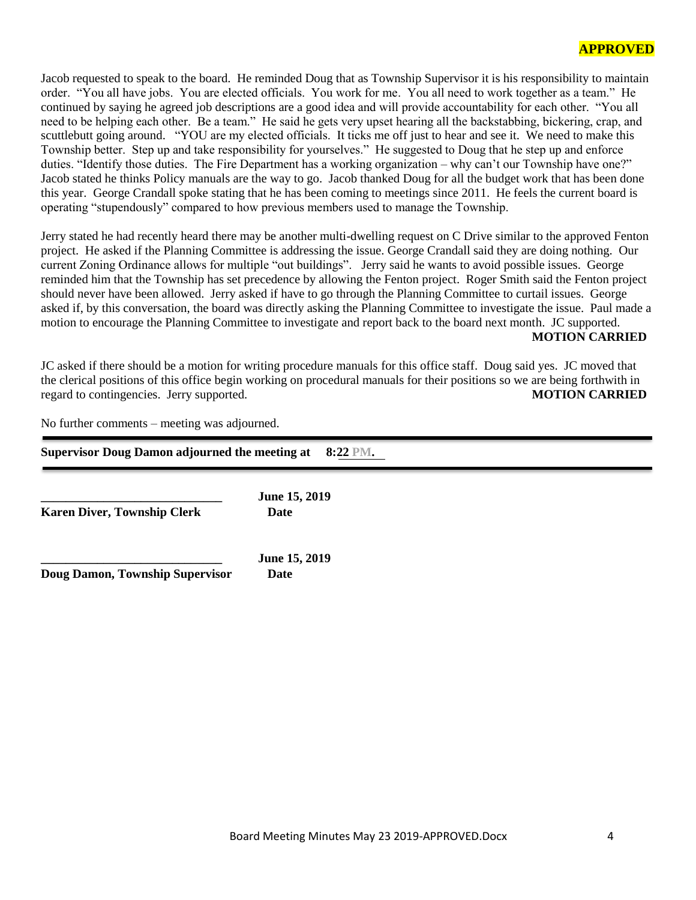**APPROVED**

Jacob requested to speak to the board. He reminded Doug that as Township Supervisor it is his responsibility to maintain order. "You all have jobs. You are elected officials. You work for me. You all need to work together as a team." He continued by saying he agreed job descriptions are a good idea and will provide accountability for each other. "You all need to be helping each other. Be a team." He said he gets very upset hearing all the backstabbing, bickering, crap, and scuttlebutt going around. "YOU are my elected officials. It ticks me off just to hear and see it. We need to make this Township better. Step up and take responsibility for yourselves." He suggested to Doug that he step up and enforce duties. "Identify those duties. The Fire Department has a working organization – why can't our Township have one?" Jacob stated he thinks Policy manuals are the way to go. Jacob thanked Doug for all the budget work that has been done this year. George Crandall spoke stating that he has been coming to meetings since 2011. He feels the current board is operating "stupendously" compared to how previous members used to manage the Township.

Jerry stated he had recently heard there may be another multi-dwelling request on C Drive similar to the approved Fenton project. He asked if the Planning Committee is addressing the issue. George Crandall said they are doing nothing. Our current Zoning Ordinance allows for multiple "out buildings". Jerry said he wants to avoid possible issues. George reminded him that the Township has set precedence by allowing the Fenton project. Roger Smith said the Fenton project should never have been allowed. Jerry asked if have to go through the Planning Committee to curtail issues. George asked if, by this conversation, the board was directly asking the Planning Committee to investigate the issue. Paul made a motion to encourage the Planning Committee to investigate and report back to the board next month. JC supported.

**MOTION CARRIED**

JC asked if there should be a motion for writing procedure manuals for this office staff. Doug said yes. JC moved that the clerical positions of this office begin working on procedural manuals for their positions so we are being forthwith in regard to contingencies. Jerry supported. **MOTION CARRIED**

No further comments – meeting was adjourned.

---

**Supervisor Doug Damon adjourned the meeting at 8:22 PM.**

---

| | |
|---|---|
| _____________________________ | **June 15, 2019** |
| **Karen Diver, Township Clerk** | **Date** |
| _____________________________ | **June 15, 2019** |
| **Doug Damon, Township Supervisor** | **Date** |

Board Meeting Minutes May 23 2019-APPROVED.Docx